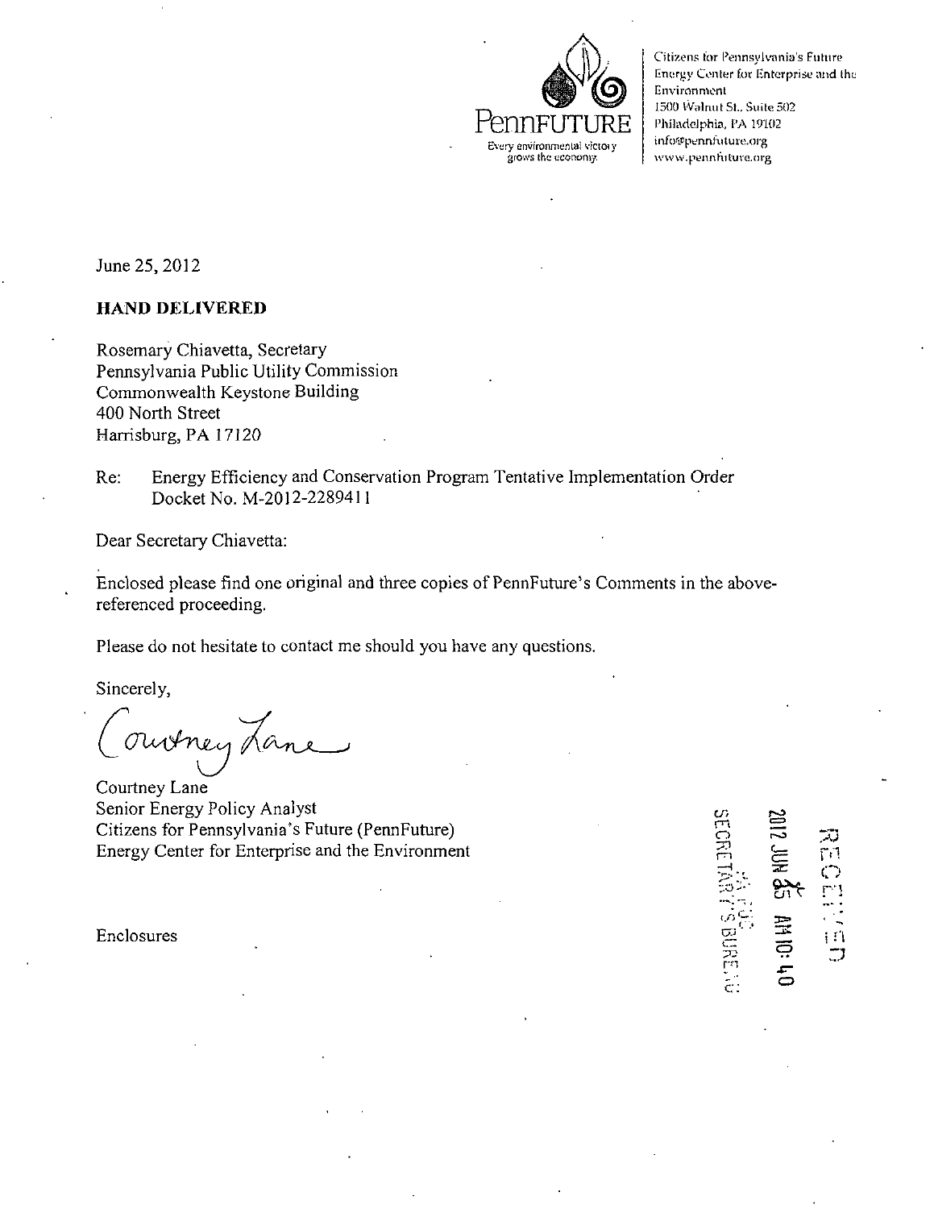PennFUTURE

Every environmental victory grows the economy.

Citizens for Pennsylvania's Future
Energy Center for Enterprise and the Environment
1500 Walnut St., Suite 502
Philadelphia, PA 19102
info@pennfuture.org
www.pennfuture.org

June 25, 2012

**HAND DELIVERED**

Rosemary Chiavetta, Secretary
Pennsylvania Public Utility Commission
Commonwealth Keystone Building
400 North Street
Harrisburg, PA 17120

Re: Energy Efficiency and Conservation Program Tentative Implementation Order
Docket No. M-2012-2289411

Dear Secretary Chiavetta:

Enclosed please find one original and three copies of PennFuture's Comments in the above-referenced proceeding.

Please do not hesitate to contact me should you have any questions.

Sincerely,

Courtney Lane

Courtney Lane
Senior Energy Policy Analyst
Citizens for Pennsylvania's Future (PennFuture)
Energy Center for Enterprise and the Environment

Enclosures

RECEIVED
2012 JUN 25 AM 10:40
PA PUC
SECRETARY'S BUREAU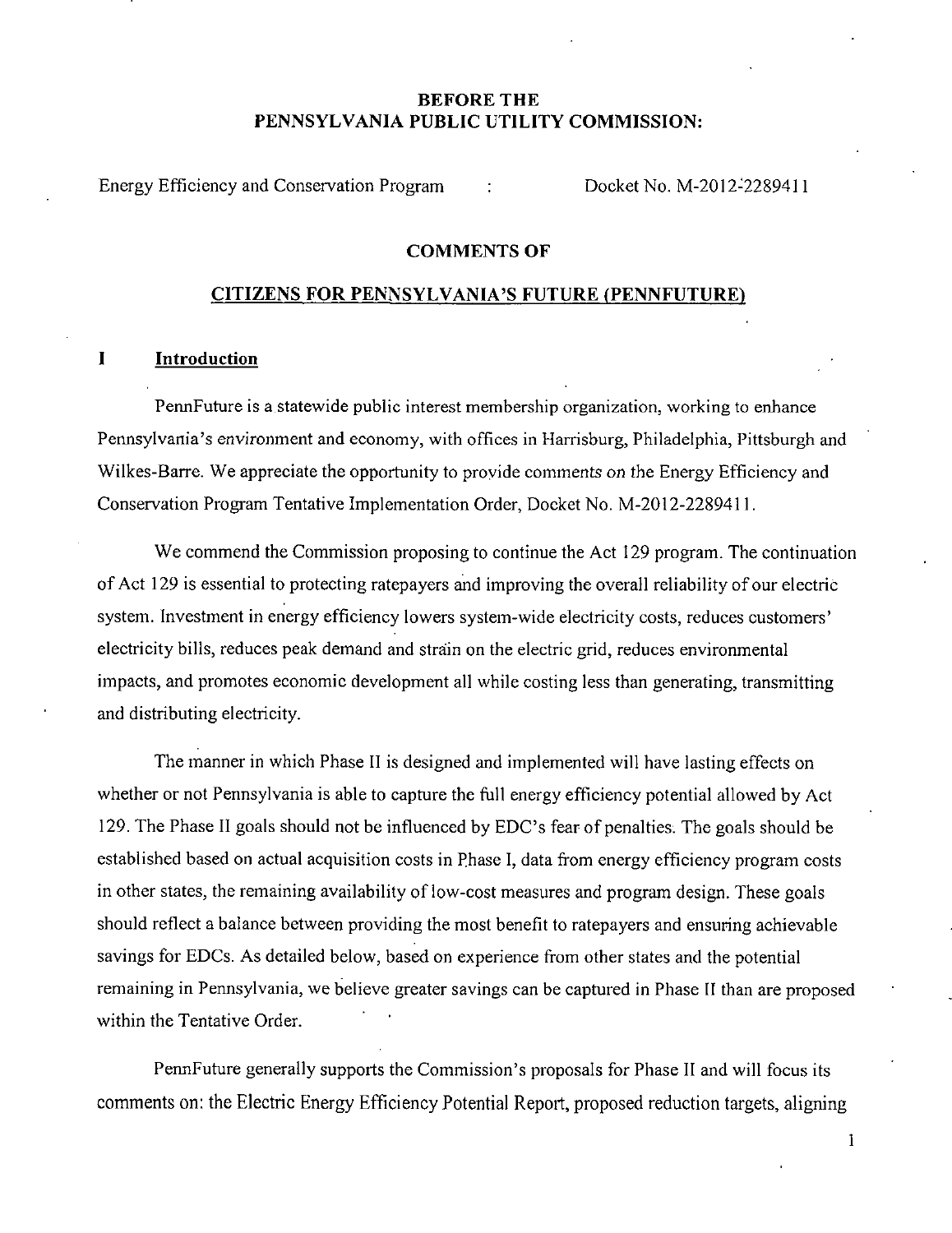**BEFORE THE**
**PENNSYLVANIA PUBLIC UTILITY COMMISSION:**

Energy Efficiency and Conservation Program : Docket No. M-2012-2289411

**COMMENTS OF**

**CITIZENS FOR PENNSYLVANIA'S FUTURE (PENNFUTURE)**

## I Introduction

PennFuture is a statewide public interest membership organization, working to enhance Pennsylvania's environment and economy, with offices in Harrisburg, Philadelphia, Pittsburgh and Wilkes-Barre. We appreciate the opportunity to provide comments on the Energy Efficiency and Conservation Program Tentative Implementation Order, Docket No. M-2012-2289411.

We commend the Commission proposing to continue the Act 129 program. The continuation of Act 129 is essential to protecting ratepayers and improving the overall reliability of our electric system. Investment in energy efficiency lowers system-wide electricity costs, reduces customers' electricity bills, reduces peak demand and strain on the electric grid, reduces environmental impacts, and promotes economic development all while costing less than generating, transmitting and distributing electricity.

The manner in which Phase II is designed and implemented will have lasting effects on whether or not Pennsylvania is able to capture the full energy efficiency potential allowed by Act 129. The Phase II goals should not be influenced by EDC's fear of penalties. The goals should be established based on actual acquisition costs in Phase I, data from energy efficiency program costs in other states, the remaining availability of low-cost measures and program design. These goals should reflect a balance between providing the most benefit to ratepayers and ensuring achievable savings for EDCs. As detailed below, based on experience from other states and the potential remaining in Pennsylvania, we believe greater savings can be captured in Phase II than are proposed within the Tentative Order.

PennFuture generally supports the Commission's proposals for Phase II and will focus its comments on: the Electric Energy Efficiency Potential Report, proposed reduction targets, aligning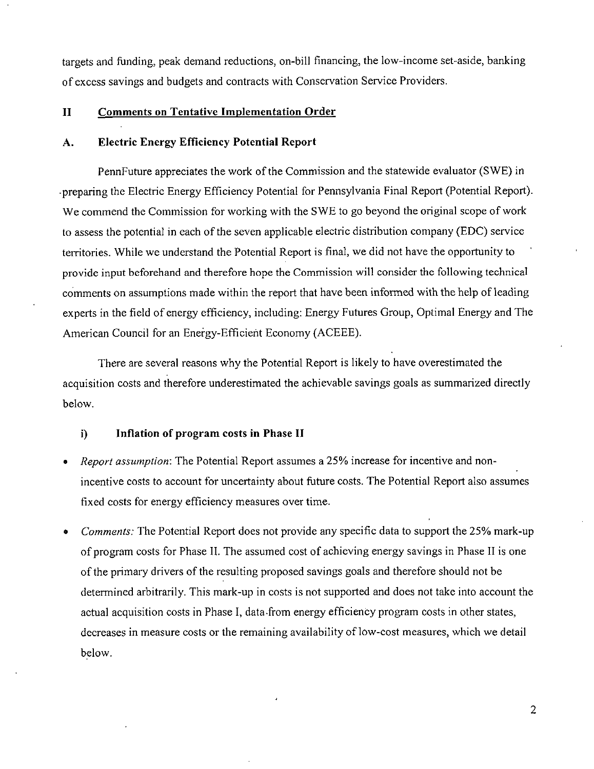targets and funding, peak demand reductions, on-bill financing, the low-income set-aside, banking of excess savings and budgets and contracts with Conservation Service Providers.

## II Comments on Tentative Implementation Order

### A. Electric Energy Efficiency Potential Report

PennFuture appreciates the work of the Commission and the statewide evaluator (SWE) in preparing the Electric Energy Efficiency Potential for Pennsylvania Final Report (Potential Report). We commend the Commission for working with the SWE to go beyond the original scope of work to assess the potential in each of the seven applicable electric distribution company (EDC) service territories. While we understand the Potential Report is final, we did not have the opportunity to provide input beforehand and therefore hope the Commission will consider the following technical comments on assumptions made within the report that have been informed with the help of leading experts in the field of energy efficiency, including: Energy Futures Group, Optimal Energy and The American Council for an Energy-Efficient Economy (ACEEE).

There are several reasons why the Potential Report is likely to have overestimated the acquisition costs and therefore underestimated the achievable savings goals as summarized directly below.

#### i) Inflation of program costs in Phase II

- *Report assumption*: The Potential Report assumes a 25% increase for incentive and non-incentive costs to account for uncertainty about future costs. The Potential Report also assumes fixed costs for energy efficiency measures over time.
- *Comments:* The Potential Report does not provide any specific data to support the 25% mark-up of program costs for Phase II. The assumed cost of achieving energy savings in Phase II is one of the primary drivers of the resulting proposed savings goals and therefore should not be determined arbitrarily. This mark-up in costs is not supported and does not take into account the actual acquisition costs in Phase I, data from energy efficiency program costs in other states, decreases in measure costs or the remaining availability of low-cost measures, which we detail below.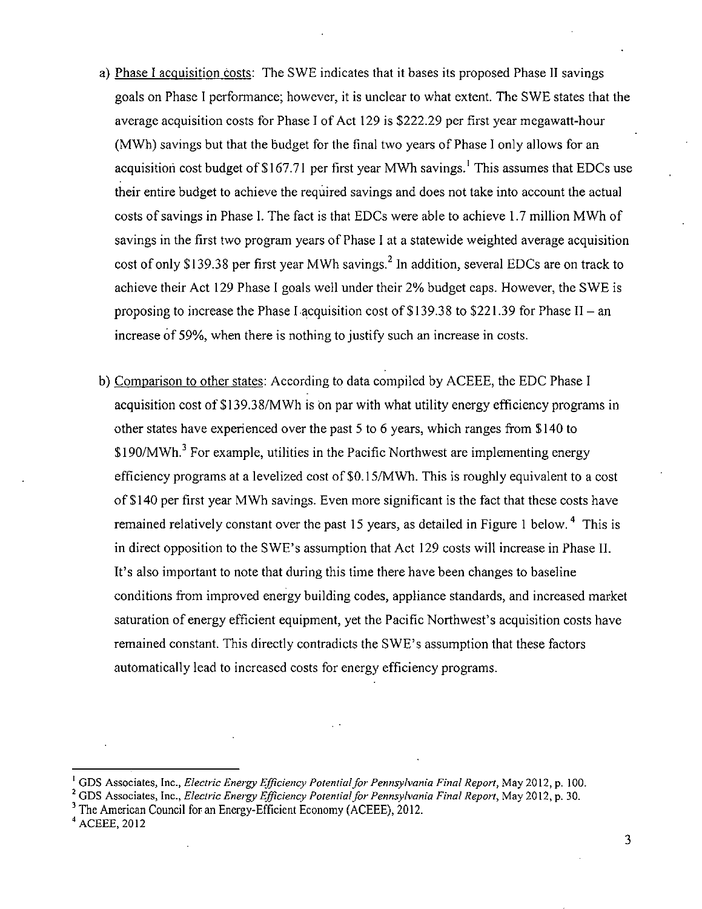a) Phase I acquisition costs: The SWE indicates that it bases its proposed Phase II savings goals on Phase I performance; however, it is unclear to what extent. The SWE states that the average acquisition costs for Phase I of Act 129 is $222.29 per first year megawatt-hour (MWh) savings but that the budget for the final two years of Phase I only allows for an acquisition cost budget of $167.71 per first year MWh savings.[1] This assumes that EDCs use their entire budget to achieve the required savings and does not take into account the actual costs of savings in Phase I. The fact is that EDCs were able to achieve 1.7 million MWh of savings in the first two program years of Phase I at a statewide weighted average acquisition cost of only $139.38 per first year MWh savings.[2] In addition, several EDCs are on track to achieve their Act 129 Phase I goals well under their 2% budget caps. However, the SWE is proposing to increase the Phase I acquisition cost of $139.38 to $221.39 for Phase II – an increase of 59%, when there is nothing to justify such an increase in costs.

b) Comparison to other states: According to data compiled by ACEEE, the EDC Phase I acquisition cost of $139.38/MWh is on par with what utility energy efficiency programs in other states have experienced over the past 5 to 6 years, which ranges from $140 to $190/MWh.[3] For example, utilities in the Pacific Northwest are implementing energy efficiency programs at a levelized cost of $0.15/MWh. This is roughly equivalent to a cost of $140 per first year MWh savings. Even more significant is the fact that these costs have remained relatively constant over the past 15 years, as detailed in Figure 1 below.[4] This is in direct opposition to the SWE's assumption that Act 129 costs will increase in Phase II. It's also important to note that during this time there have been changes to baseline conditions from improved energy building codes, appliance standards, and increased market saturation of energy efficient equipment, yet the Pacific Northwest's acquisition costs have remained constant. This directly contradicts the SWE's assumption that these factors automatically lead to increased costs for energy efficiency programs.

---

[1] GDS Associates, Inc., *Electric Energy Efficiency Potential for Pennsylvania Final Report*, May 2012, p. 100.

[2] GDS Associates, Inc., *Electric Energy Efficiency Potential for Pennsylvania Final Report*, May 2012, p. 30.

[3] The American Council for an Energy-Efficient Economy (ACEEE), 2012.

[4] ACEEE, 2012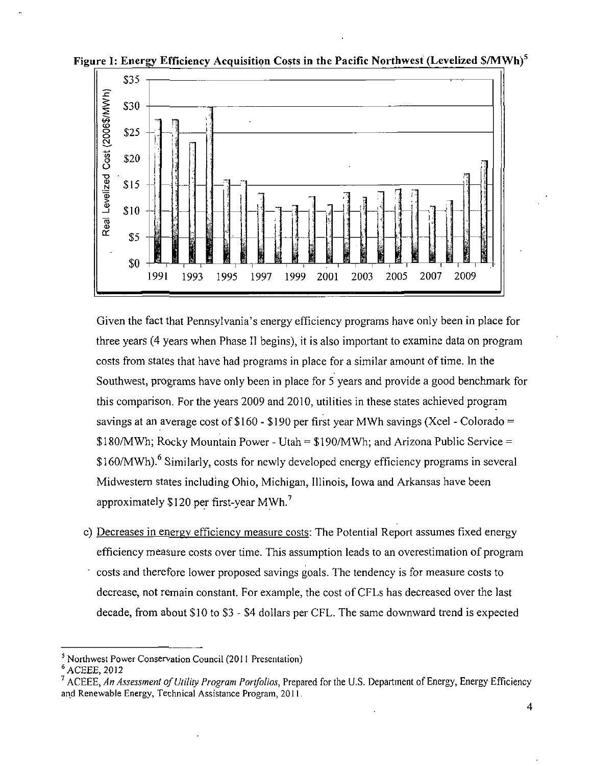**Figure 1: Energy Efficiency Acquisition Costs in the Pacific Northwest (Levelized $/MWh)[5]**

Given the fact that Pennsylvania's energy efficiency programs have only been in place for three years (4 years when Phase II begins), it is also important to examine data on program costs from states that have had programs in place for a similar amount of time. In the Southwest, programs have only been in place for 5 years and provide a good benchmark for this comparison. For the years 2009 and 2010, utilities in these states achieved program savings at an average cost of $160 - $190 per first year MWh savings (Xcel - Colorado = $180/MWh; Rocky Mountain Power - Utah = $190/MWh; and Arizona Public Service = $160/MWh).[6] Similarly, costs for newly developed energy efficiency programs in several Midwestern states including Ohio, Michigan, Illinois, Iowa and Arkansas have been approximately $120 per first-year MWh.[7]

c) Decreases in energy efficiency measure costs: The Potential Report assumes fixed energy efficiency measure costs over time. This assumption leads to an overestimation of program costs and therefore lower proposed savings goals. The tendency is for measure costs to decrease, not remain constant. For example, the cost of CFLs has decreased over the last decade, from about $10 to $3 - $4 dollars per CFL. The same downward trend is expected

---

[5] Northwest Power Conservation Council (2011 Presentation)

[6] ACEEE, 2012

[7] ACEEE, *An Assessment of Utility Program Portfolios*, Prepared for the U.S. Department of Energy, Energy Efficiency and Renewable Energy, Technical Assistance Program, 2011.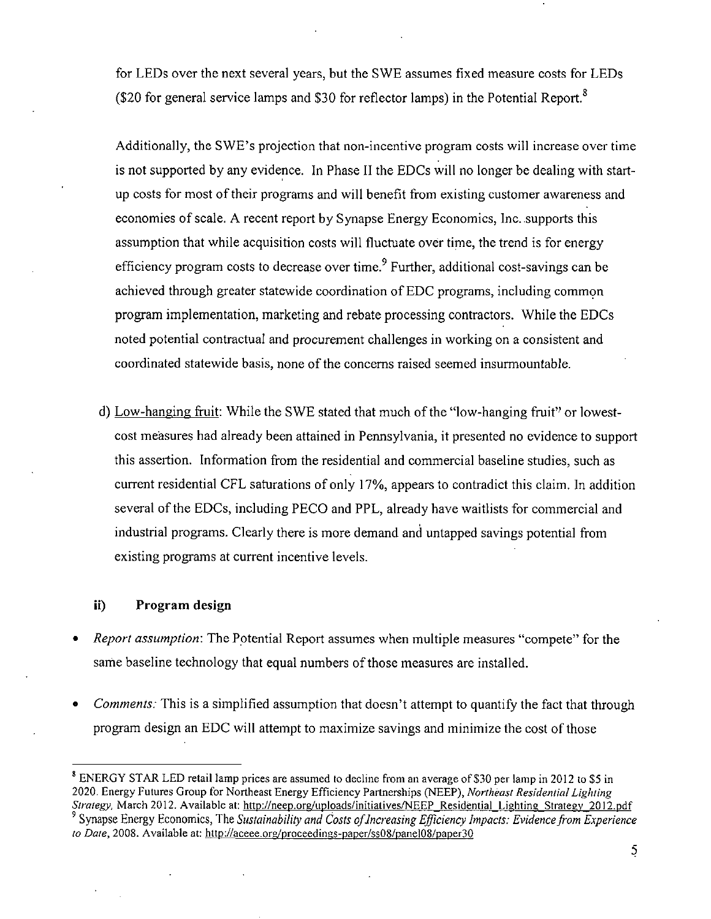for LEDs over the next several years, but the SWE assumes fixed measure costs for LEDs ($20 for general service lamps and $30 for reflector lamps) in the Potential Report.[8]

Additionally, the SWE's projection that non-incentive program costs will increase over time is not supported by any evidence. In Phase II the EDCs will no longer be dealing with start-up costs for most of their programs and will benefit from existing customer awareness and economies of scale. A recent report by Synapse Energy Economics, Inc. supports this assumption that while acquisition costs will fluctuate over time, the trend is for energy efficiency program costs to decrease over time.[9] Further, additional cost-savings can be achieved through greater statewide coordination of EDC programs, including common program implementation, marketing and rebate processing contractors. While the EDCs noted potential contractual and procurement challenges in working on a consistent and coordinated statewide basis, none of the concerns raised seemed insurmountable.

d) Low-hanging fruit: While the SWE stated that much of the "low-hanging fruit" or lowest-cost measures had already been attained in Pennsylvania, it presented no evidence to support this assertion. Information from the residential and commercial baseline studies, such as current residential CFL saturations of only 17%, appears to contradict this claim. In addition several of the EDCs, including PECO and PPL, already have waitlists for commercial and industrial programs. Clearly there is more demand and untapped savings potential from existing programs at current incentive levels.

### ii) Program design

- *Report assumption*: The Potential Report assumes when multiple measures "compete" for the same baseline technology that equal numbers of those measures are installed.
- *Comments:* This is a simplified assumption that doesn't attempt to quantify the fact that through program design an EDC will attempt to maximize savings and minimize the cost of those

---

[8] ENERGY STAR LED retail lamp prices are assumed to decline from an average of $30 per lamp in 2012 to $5 in 2020. Energy Futures Group for Northeast Energy Efficiency Partnerships (NEEP), *Northeast Residential Lighting Strategy*, March 2012. Available at: http://neep.org/uploads/initiatives/NEEP_Residential_Lighting_Strategy_2012.pdf

[9] Synapse Energy Economics, The *Sustainability and Costs of Increasing Efficiency Impacts: Evidence from Experience to Date*, 2008. Available at: http://aceee.org/proceedings-paper/ss08/panel08/paper30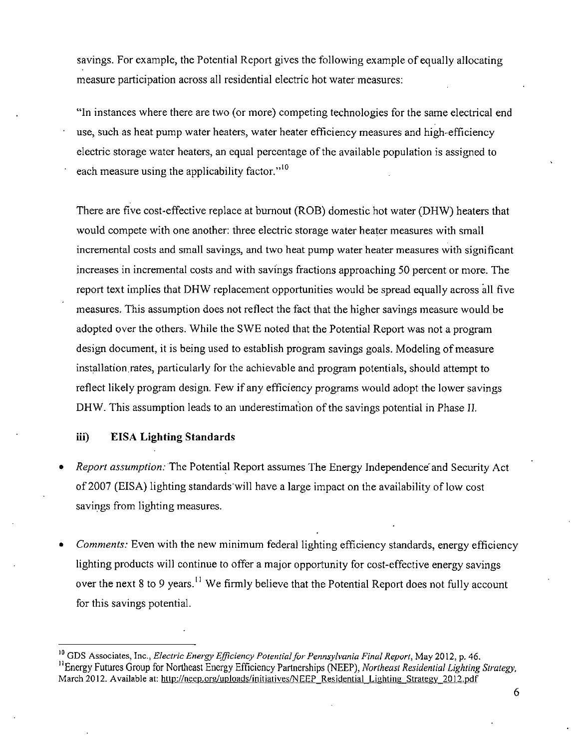savings. For example, the Potential Report gives the following example of equally allocating measure participation across all residential electric hot water measures:

"In instances where there are two (or more) competing technologies for the same electrical end use, such as heat pump water heaters, water heater efficiency measures and high-efficiency electric storage water heaters, an equal percentage of the available population is assigned to each measure using the applicability factor."[10]

There are five cost-effective replace at burnout (ROB) domestic hot water (DHW) heaters that would compete with one another: three electric storage water heater measures with small incremental costs and small savings, and two heat pump water heater measures with significant increases in incremental costs and with savings fractions approaching 50 percent or more. The report text implies that DHW replacement opportunities would be spread equally across all five measures. This assumption does not reflect the fact that the higher savings measure would be adopted over the others. While the SWE noted that the Potential Report was not a program design document, it is being used to establish program savings goals. Modeling of measure installation rates, particularly for the achievable and program potentials, should attempt to reflect likely program design. Few if any efficiency programs would adopt the lower savings DHW. This assumption leads to an underestimation of the savings potential in Phase II.

### iii) EISA Lighting Standards

- *Report assumption:* The Potential Report assumes The Energy Independence and Security Act of 2007 (EISA) lighting standards will have a large impact on the availability of low cost savings from lighting measures.

- *Comments:* Even with the new minimum federal lighting efficiency standards, energy efficiency lighting products will continue to offer a major opportunity for cost-effective energy savings over the next 8 to 9 years.[11] We firmly believe that the Potential Report does not fully account for this savings potential.

---

[10] GDS Associates, Inc., *Electric Energy Efficiency Potential for Pennsylvania Final Report*, May 2012, p. 46.

[11] Energy Futures Group for Northeast Energy Efficiency Partnerships (NEEP), *Northeast Residential Lighting Strategy*, March 2012. Available at: http://neep.org/uploads/initiatives/NEEP_Residential_Lighting_Strategy_2012.pdf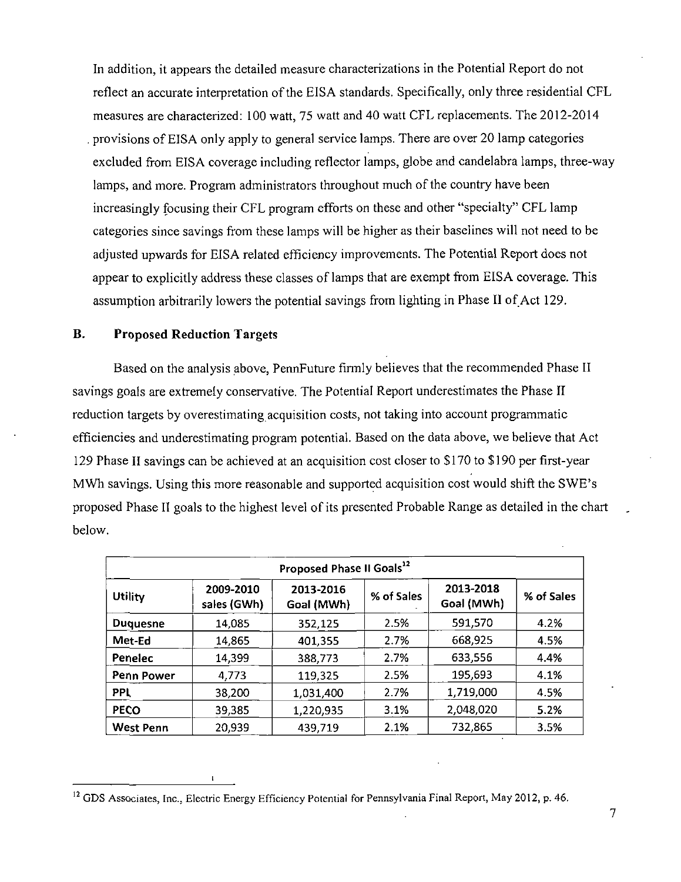In addition, it appears the detailed measure characterizations in the Potential Report do not reflect an accurate interpretation of the EISA standards. Specifically, only three residential CFL measures are characterized: 100 watt, 75 watt and 40 watt CFL replacements. The 2012-2014 provisions of EISA only apply to general service lamps. There are over 20 lamp categories excluded from EISA coverage including reflector lamps, globe and candelabra lamps, three-way lamps, and more. Program administrators throughout much of the country have been increasingly focusing their CFL program efforts on these and other "specialty" CFL lamp categories since savings from these lamps will be higher as their baselines will not need to be adjusted upwards for EISA related efficiency improvements. The Potential Report does not appear to explicitly address these classes of lamps that are exempt from EISA coverage. This assumption arbitrarily lowers the potential savings from lighting in Phase II of Act 129.

## B. Proposed Reduction Targets

Based on the analysis above, PennFuture firmly believes that the recommended Phase II savings goals are extremely conservative. The Potential Report underestimates the Phase II reduction targets by overestimating acquisition costs, not taking into account programmatic efficiencies and underestimating program potential. Based on the data above, we believe that Act 129 Phase II savings can be achieved at an acquisition cost closer to \$170 to \$190 per first-year MWh savings. Using this more reasonable and supported acquisition cost would shift the SWE's proposed Phase II goals to the highest level of its presented Probable Range as detailed in the chart below.

| Proposed Phase II Goals[12] | | | | | |
|---|---|---|---|---|---|
| **Utility** | **2009-2010 sales (GWh)** | **2013-2016 Goal (MWh)** | **% of Sales** | **2013-2018 Goal (MWh)** | **% of Sales** |
| **Duquesne** | 14,085 | 352,125 | 2.5% | 591,570 | 4.2% |
| **Met-Ed** | 14,865 | 401,355 | 2.7% | 668,925 | 4.5% |
| **Penelec** | 14,399 | 388,773 | 2.7% | 633,556 | 4.4% |
| **Penn Power** | 4,773 | 119,325 | 2.5% | 195,693 | 4.1% |
| **PPL** | 38,200 | 1,031,400 | 2.7% | 1,719,000 | 4.5% |
| **PECO** | 39,385 | 1,220,935 | 3.1% | 2,048,020 | 5.2% |
| **West Penn** | 20,939 | 439,719 | 2.1% | 732,865 | 3.5% |

[12] GDS Associates, Inc., Electric Energy Efficiency Potential for Pennsylvania Final Report, May 2012, p. 46.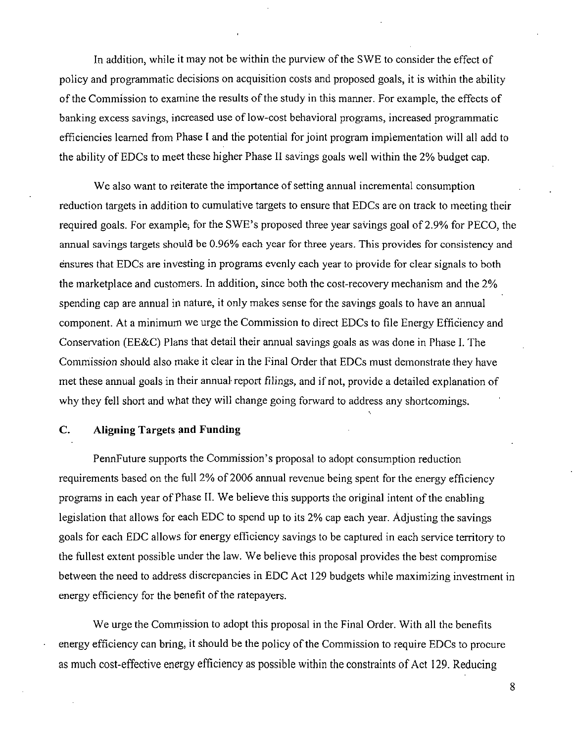In addition, while it may not be within the purview of the SWE to consider the effect of policy and programmatic decisions on acquisition costs and proposed goals, it is within the ability of the Commission to examine the results of the study in this manner. For example, the effects of banking excess savings, increased use of low-cost behavioral programs, increased programmatic efficiencies learned from Phase I and the potential for joint program implementation will all add to the ability of EDCs to meet these higher Phase II savings goals well within the 2% budget cap.

We also want to reiterate the importance of setting annual incremental consumption reduction targets in addition to cumulative targets to ensure that EDCs are on track to meeting their required goals. For example, for the SWE's proposed three year savings goal of 2.9% for PECO, the annual savings targets should be 0.96% each year for three years. This provides for consistency and ensures that EDCs are investing in programs evenly each year to provide for clear signals to both the marketplace and customers. In addition, since both the cost-recovery mechanism and the 2% spending cap are annual in nature, it only makes sense for the savings goals to have an annual component. At a minimum we urge the Commission to direct EDCs to file Energy Efficiency and Conservation (EE&C) Plans that detail their annual savings goals as was done in Phase I. The Commission should also make it clear in the Final Order that EDCs must demonstrate they have met these annual goals in their annual report filings, and if not, provide a detailed explanation of why they fell short and what they will change going forward to address any shortcomings.

### C. Aligning Targets and Funding

PennFuture supports the Commission's proposal to adopt consumption reduction requirements based on the full 2% of 2006 annual revenue being spent for the energy efficiency programs in each year of Phase II. We believe this supports the original intent of the enabling legislation that allows for each EDC to spend up to its 2% cap each year. Adjusting the savings goals for each EDC allows for energy efficiency savings to be captured in each service territory to the fullest extent possible under the law. We believe this proposal provides the best compromise between the need to address discrepancies in EDC Act 129 budgets while maximizing investment in energy efficiency for the benefit of the ratepayers.

We urge the Commission to adopt this proposal in the Final Order. With all the benefits energy efficiency can bring, it should be the policy of the Commission to require EDCs to procure as much cost-effective energy efficiency as possible within the constraints of Act 129. Reducing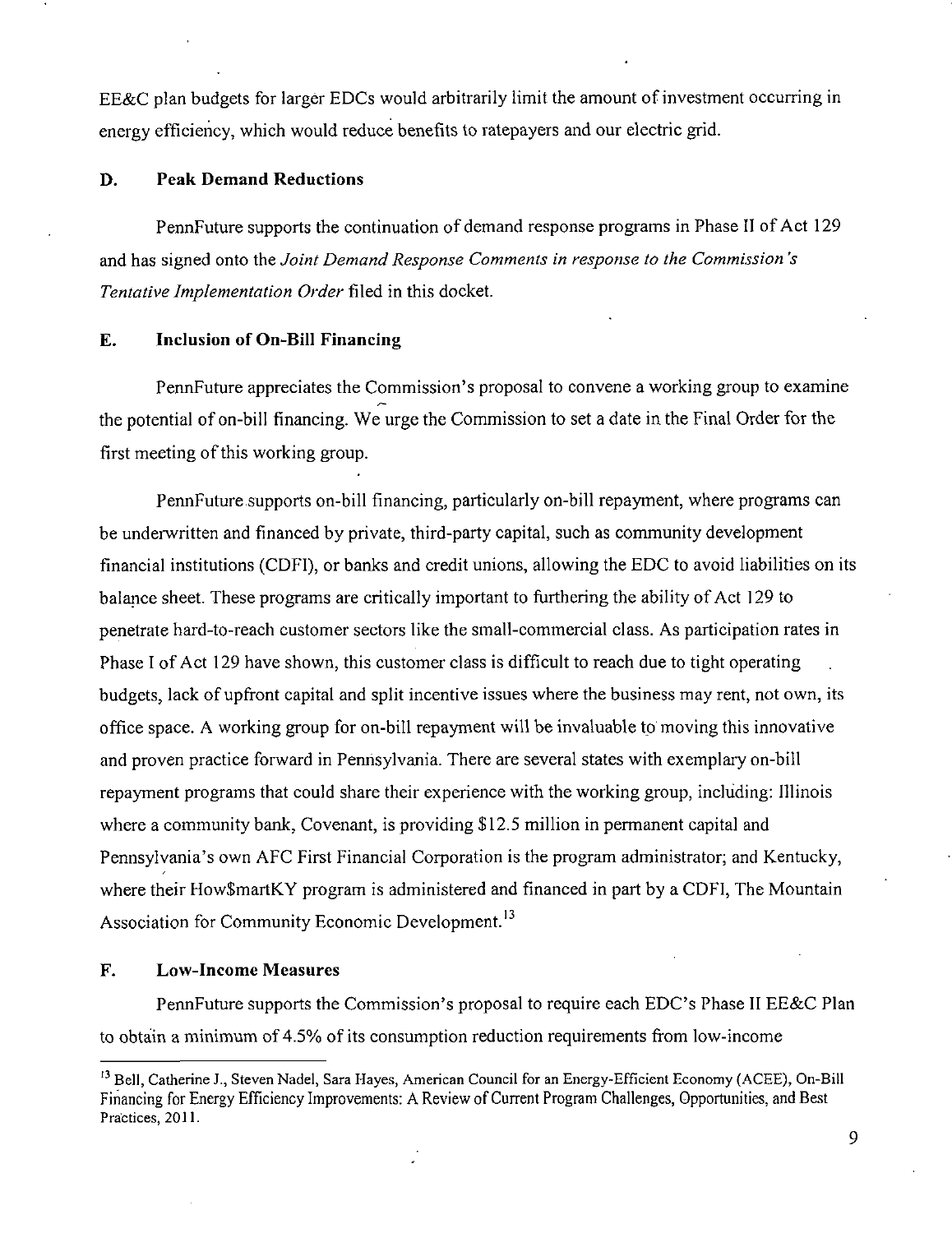EE&C plan budgets for larger EDCs would arbitrarily limit the amount of investment occurring in energy efficiency, which would reduce benefits to ratepayers and our electric grid.

### D. Peak Demand Reductions

PennFuture supports the continuation of demand response programs in Phase II of Act 129 and has signed onto the *Joint Demand Response Comments in response to the Commission's Tentative Implementation Order* filed in this docket.

### E. Inclusion of On-Bill Financing

PennFuture appreciates the Commission's proposal to convene a working group to examine the potential of on-bill financing. We urge the Commission to set a date in the Final Order for the first meeting of this working group.

PennFuture supports on-bill financing, particularly on-bill repayment, where programs can be underwritten and financed by private, third-party capital, such as community development financial institutions (CDFI), or banks and credit unions, allowing the EDC to avoid liabilities on its balance sheet. These programs are critically important to furthering the ability of Act 129 to penetrate hard-to-reach customer sectors like the small-commercial class. As participation rates in Phase I of Act 129 have shown, this customer class is difficult to reach due to tight operating budgets, lack of upfront capital and split incentive issues where the business may rent, not own, its office space. A working group for on-bill repayment will be invaluable to moving this innovative and proven practice forward in Pennsylvania. There are several states with exemplary on-bill repayment programs that could share their experience with the working group, including: Illinois where a community bank, Covenant, is providing $12.5 million in permanent capital and Pennsylvania's own AFC First Financial Corporation is the program administrator; and Kentucky, where their How$martKY program is administered and financed in part by a CDFI, The Mountain Association for Community Economic Development.[13]

### F. Low-Income Measures

PennFuture supports the Commission's proposal to require each EDC's Phase II EE&C Plan to obtain a minimum of 4.5% of its consumption reduction requirements from low-income

---

[13] Bell, Catherine J., Steven Nadel, Sara Hayes, American Council for an Energy-Efficient Economy (ACEE), On-Bill Financing for Energy Efficiency Improvements: A Review of Current Program Challenges, Opportunities, and Best Practices, 2011.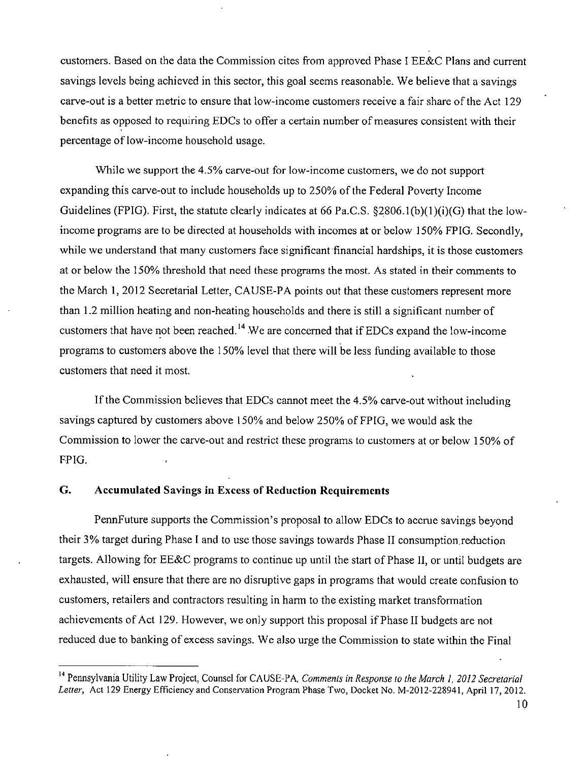customers. Based on the data the Commission cites from approved Phase I EE&C Plans and current savings levels being achieved in this sector, this goal seems reasonable. We believe that a savings carve-out is a better metric to ensure that low-income customers receive a fair share of the Act 129 benefits as opposed to requiring EDCs to offer a certain number of measures consistent with their percentage of low-income household usage.

While we support the 4.5% carve-out for low-income customers, we do not support expanding this carve-out to include households up to 250% of the Federal Poverty Income Guidelines (FPIG). First, the statute clearly indicates at 66 Pa.C.S. §2806.1(b)(1)(i)(G) that the low-income programs are to be directed at households with incomes at or below 150% FPIG. Secondly, while we understand that many customers face significant financial hardships, it is those customers at or below the 150% threshold that need these programs the most. As stated in their comments to the March 1, 2012 Secretarial Letter, CAUSE-PA points out that these customers represent more than 1.2 million heating and non-heating households and there is still a significant number of customers that have not been reached.[14] We are concerned that if EDCs expand the low-income programs to customers above the 150% level that there will be less funding available to those customers that need it most.

If the Commission believes that EDCs cannot meet the 4.5% carve-out without including savings captured by customers above 150% and below 250% of FPIG, we would ask the Commission to lower the carve-out and restrict these programs to customers at or below 150% of FPIG.

## G. Accumulated Savings in Excess of Reduction Requirements

PennFuture supports the Commission's proposal to allow EDCs to accrue savings beyond their 3% target during Phase I and to use those savings towards Phase II consumption reduction targets. Allowing for EE&C programs to continue up until the start of Phase II, or until budgets are exhausted, will ensure that there are no disruptive gaps in programs that would create confusion to customers, retailers and contractors resulting in harm to the existing market transformation achievements of Act 129. However, we only support this proposal if Phase II budgets are not reduced due to banking of excess savings. We also urge the Commission to state within the Final

---

[14] Pennsylvania Utility Law Project, Counsel for CAUSE-PA, *Comments in Response to the March 1, 2012 Secretarial Letter*, Act 129 Energy Efficiency and Conservation Program Phase Two, Docket No. M-2012-228941, April 17, 2012.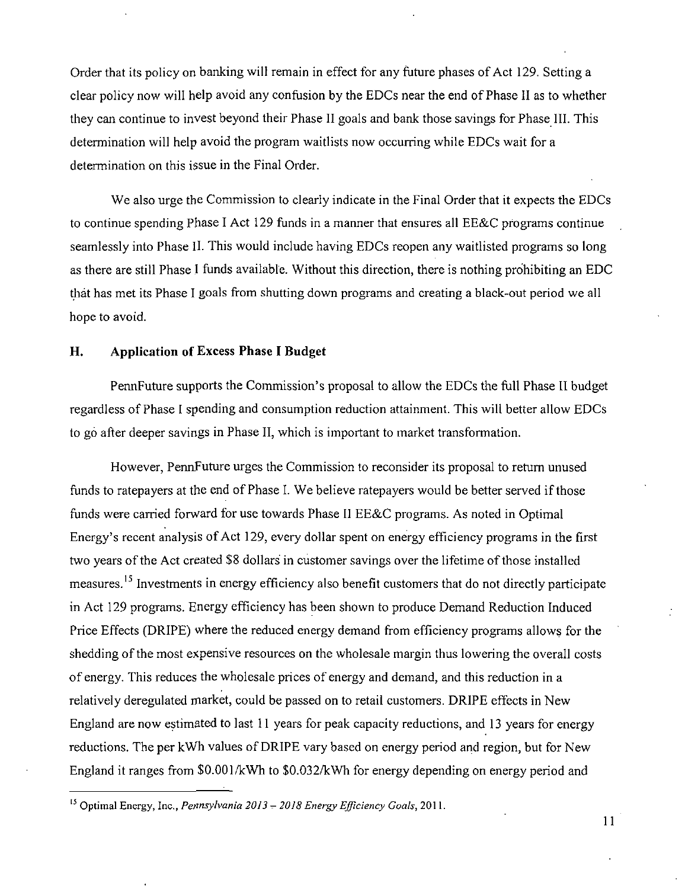Order that its policy on banking will remain in effect for any future phases of Act 129. Setting a clear policy now will help avoid any confusion by the EDCs near the end of Phase II as to whether they can continue to invest beyond their Phase II goals and bank those savings for Phase III. This determination will help avoid the program waitlists now occurring while EDCs wait for a determination on this issue in the Final Order.

We also urge the Commission to clearly indicate in the Final Order that it expects the EDCs to continue spending Phase I Act 129 funds in a manner that ensures all EE&C programs continue seamlessly into Phase II. This would include having EDCs reopen any waitlisted programs so long as there are still Phase I funds available. Without this direction, there is nothing prohibiting an EDC that has met its Phase I goals from shutting down programs and creating a black-out period we all hope to avoid.

### H. Application of Excess Phase I Budget

PennFuture supports the Commission's proposal to allow the EDCs the full Phase II budget regardless of Phase I spending and consumption reduction attainment. This will better allow EDCs to go after deeper savings in Phase II, which is important to market transformation.

However, PennFuture urges the Commission to reconsider its proposal to return unused funds to ratepayers at the end of Phase I. We believe ratepayers would be better served if those funds were carried forward for use towards Phase II EE&C programs. As noted in Optimal Energy's recent analysis of Act 129, every dollar spent on energy efficiency programs in the first two years of the Act created $8 dollars in customer savings over the lifetime of those installed measures.[15] Investments in energy efficiency also benefit customers that do not directly participate in Act 129 programs. Energy efficiency has been shown to produce Demand Reduction Induced Price Effects (DRIPE) where the reduced energy demand from efficiency programs allows for the shedding of the most expensive resources on the wholesale margin thus lowering the overall costs of energy. This reduces the wholesale prices of energy and demand, and this reduction in a relatively deregulated market, could be passed on to retail customers. DRIPE effects in New England are now estimated to last 11 years for peak capacity reductions, and 13 years for energy reductions. The per kWh values of DRIPE vary based on energy period and region, but for New England it ranges from $0.001/kWh to $0.032/kWh for energy depending on energy period and

---

[15] Optimal Energy, Inc., *Pennsylvania 2013 – 2018 Energy Efficiency Goals*, 2011.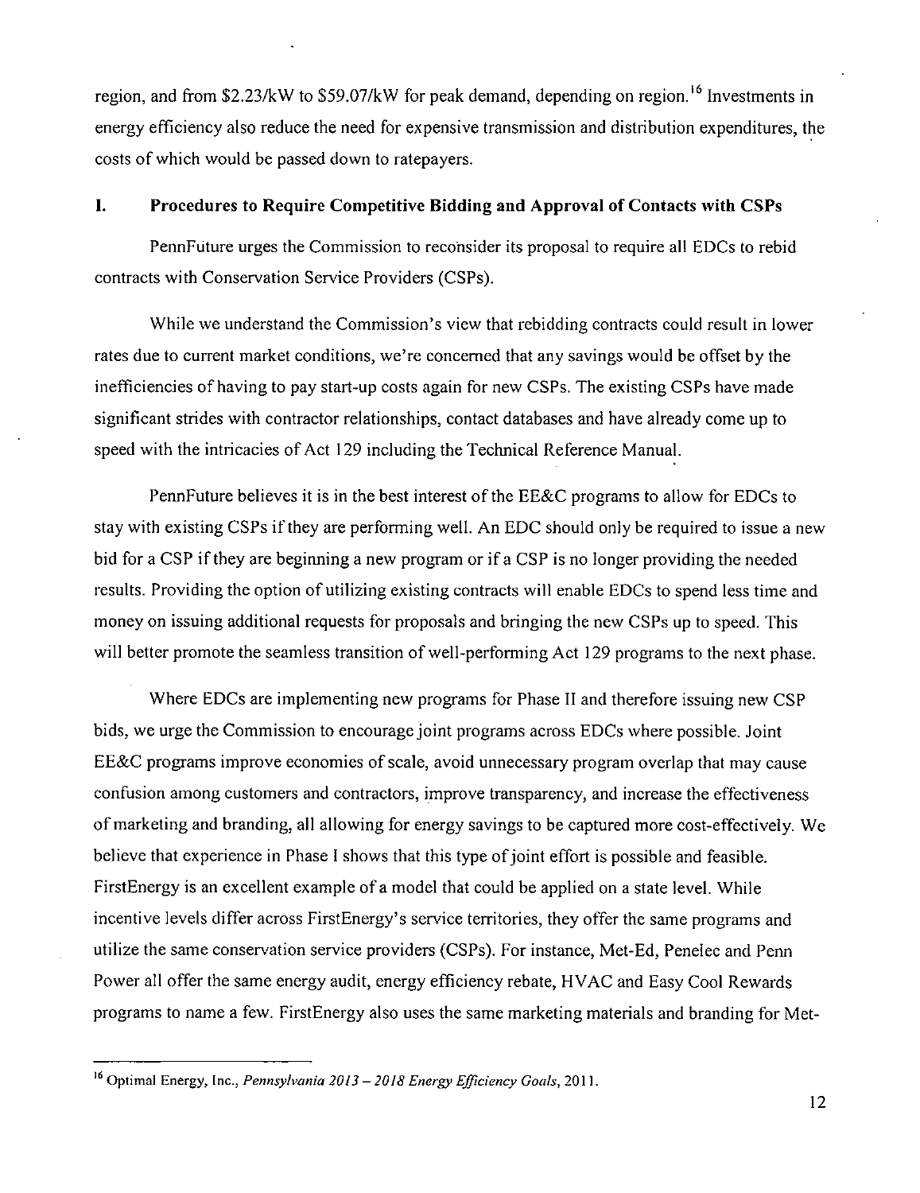region, and from $2.23/kW to $59.07/kW for peak demand, depending on region.[16] Investments in energy efficiency also reduce the need for expensive transmission and distribution expenditures, the costs of which would be passed down to ratepayers.

## I. Procedures to Require Competitive Bidding and Approval of Contacts with CSPs

PennFuture urges the Commission to reconsider its proposal to require all EDCs to rebid contracts with Conservation Service Providers (CSPs).

While we understand the Commission's view that rebidding contracts could result in lower rates due to current market conditions, we're concerned that any savings would be offset by the inefficiencies of having to pay start-up costs again for new CSPs. The existing CSPs have made significant strides with contractor relationships, contact databases and have already come up to speed with the intricacies of Act 129 including the Technical Reference Manual.

PennFuture believes it is in the best interest of the EE&C programs to allow for EDCs to stay with existing CSPs if they are performing well. An EDC should only be required to issue a new bid for a CSP if they are beginning a new program or if a CSP is no longer providing the needed results. Providing the option of utilizing existing contracts will enable EDCs to spend less time and money on issuing additional requests for proposals and bringing the new CSPs up to speed. This will better promote the seamless transition of well-performing Act 129 programs to the next phase.

Where EDCs are implementing new programs for Phase II and therefore issuing new CSP bids, we urge the Commission to encourage joint programs across EDCs where possible. Joint EE&C programs improve economies of scale, avoid unnecessary program overlap that may cause confusion among customers and contractors, improve transparency, and increase the effectiveness of marketing and branding, all allowing for energy savings to be captured more cost-effectively. We believe that experience in Phase I shows that this type of joint effort is possible and feasible. FirstEnergy is an excellent example of a model that could be applied on a state level. While incentive levels differ across FirstEnergy's service territories, they offer the same programs and utilize the same conservation service providers (CSPs). For instance, Met-Ed, Penelec and Penn Power all offer the same energy audit, energy efficiency rebate, HVAC and Easy Cool Rewards programs to name a few. FirstEnergy also uses the same marketing materials and branding for Met-

---

[16] Optimal Energy, Inc., *Pennsylvania 2013 – 2018 Energy Efficiency Goals*, 2011.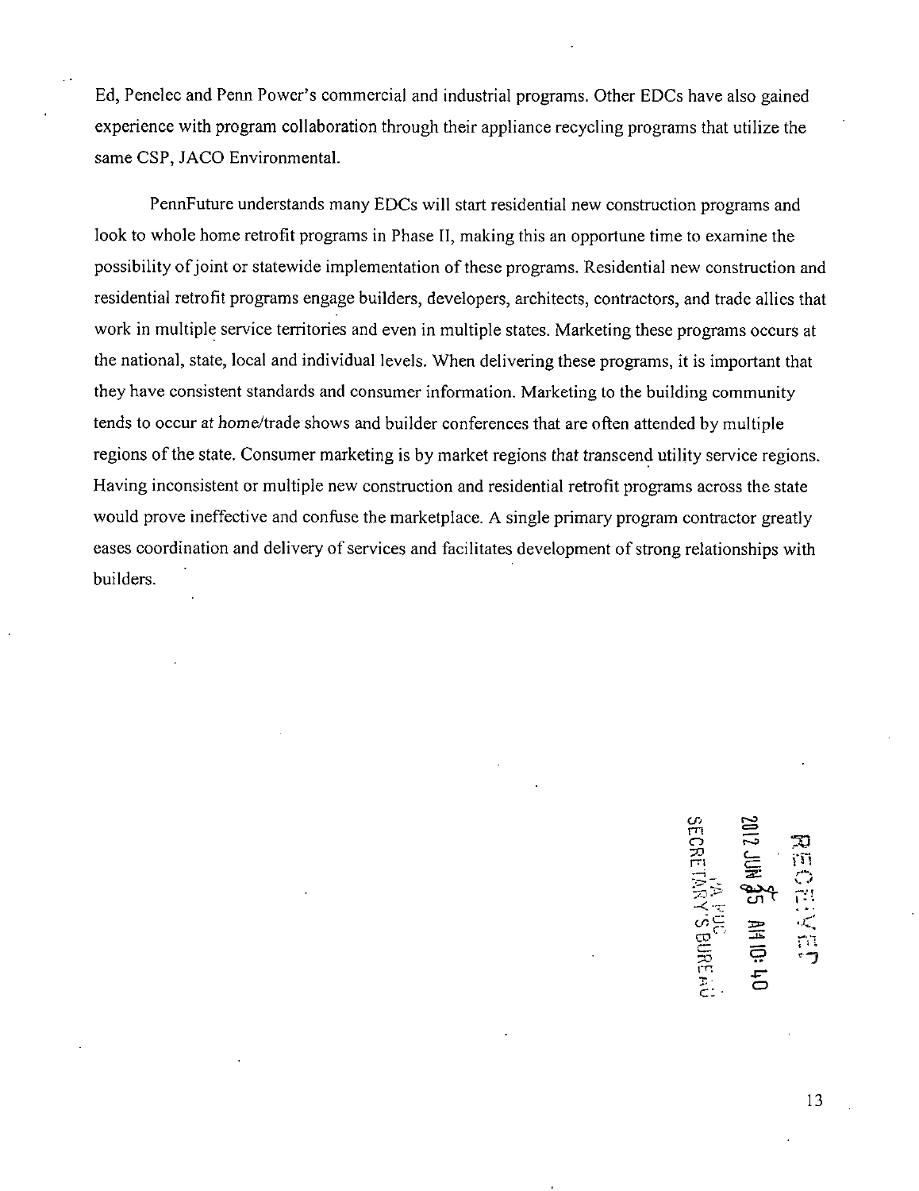Ed, Penelec and Penn Power's commercial and industrial programs. Other EDCs have also gained experience with program collaboration through their appliance recycling programs that utilize the same CSP, JACO Environmental.

PennFuture understands many EDCs will start residential new construction programs and look to whole home retrofit programs in Phase II, making this an opportune time to examine the possibility of joint or statewide implementation of these programs. Residential new construction and residential retrofit programs engage builders, developers, architects, contractors, and trade allies that work in multiple service territories and even in multiple states. Marketing these programs occurs at the national, state, local and individual levels. When delivering these programs, it is important that they have consistent standards and consumer information. Marketing to the building community tends to occur at home/trade shows and builder conferences that are often attended by multiple regions of the state. Consumer marketing is by market regions that transcend utility service regions. Having inconsistent or multiple new construction and residential retrofit programs across the state would prove ineffective and confuse the marketplace. A single primary program contractor greatly eases coordination and delivery of services and facilitates development of strong relationships with builders.

RECEIVED
2012 JUN 25 AM 10:40
PA PUC
SECRETARY'S BUREAU